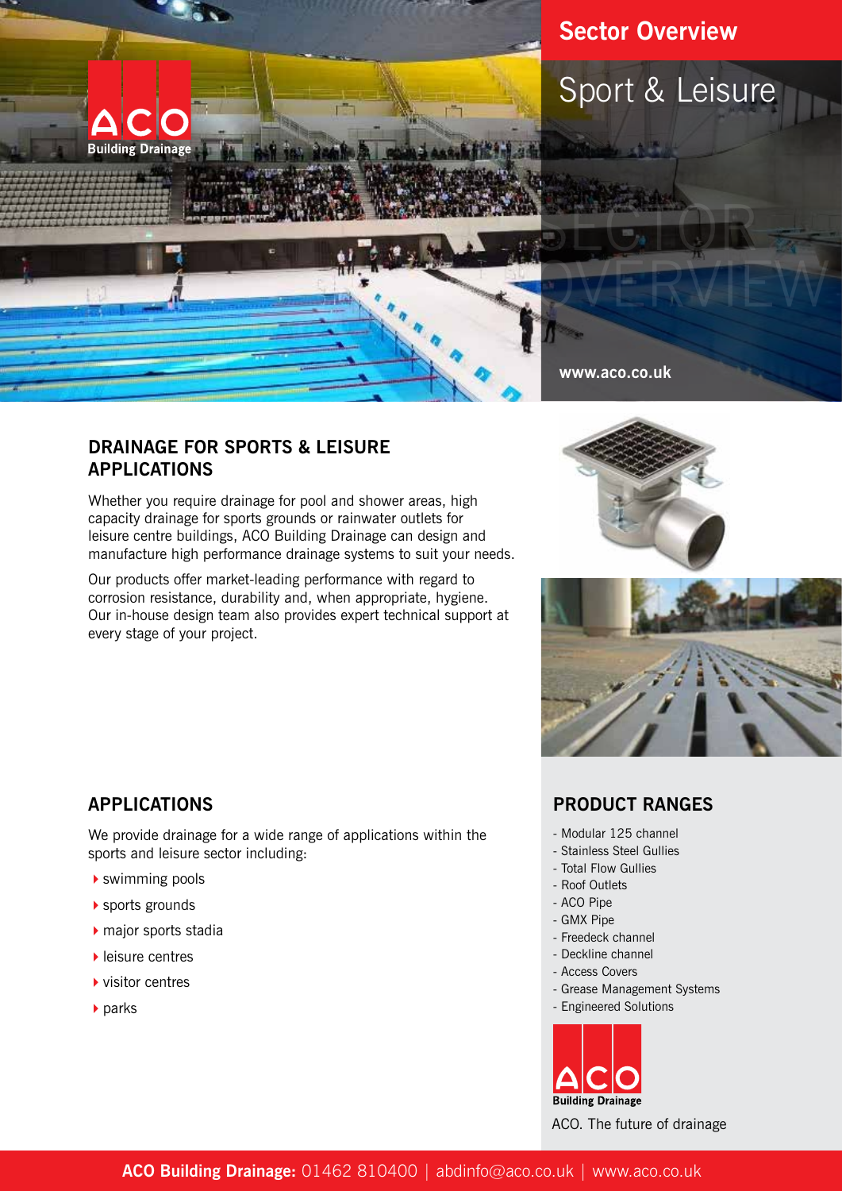ACO Building Drainage

# Sector Overview

## Sport & Leisure

www.aco.co.uk

## DRAINAGE FOR SPORTS & LEISURE APPLICATIONS

Whether you require drainage for pool and shower areas, high capacity drainage for sports grounds or rainwater outlets for leisure centre buildings, ACO Building Drainage can design and manufacture high performance drainage systems to suit your needs.

Our products offer market-leading performance with regard to corrosion resistance, durability and, when appropriate, hygiene. Our in-house design team also provides expert technical support at every stage of your project.

## APPLICATIONS

We provide drainage for a wide range of applications within the sports and leisure sector including:

- swimming pools
- sports grounds
- major sports stadia
- leisure centres
- visitor centres
- parks

## PRODUCT RANGES

- Modular 125 channel
- Stainless Steel Gullies
- Total Flow Gullies
- Roof Outlets
- ACO Pipe
- GMX Pipe
- Freedeck channel
- Deckline channel
- Access Covers
- Grease Management Systems
- Engineered Solutions

ACO Building Drainage

ACO. The future of drainage

**ACO Building Drainage:** 01462 810400 | abdinfo@aco.co.uk | www.aco.co.uk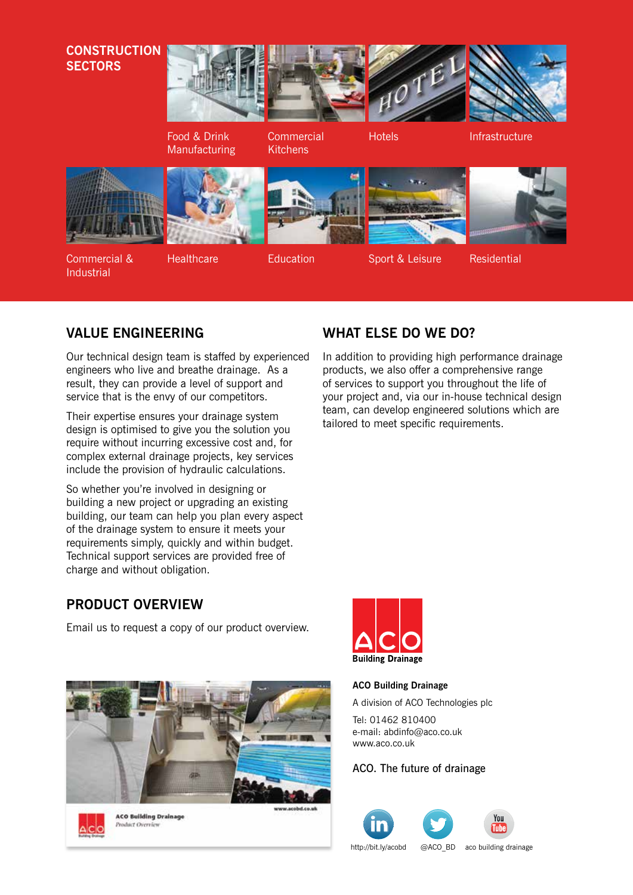## CONSTRUCTION SECTORS

Food & Drink Manufacturing

Commercial Kitchens

Hotels

Infrastructure

Commercial & Industrial

Healthcare

Education

Sport & Leisure

Residential

## VALUE ENGINEERING

Our technical design team is staffed by experienced engineers who live and breathe drainage. As a result, they can provide a level of support and service that is the envy of our competitors.

Their expertise ensures your drainage system design is optimised to give you the solution you require without incurring excessive cost and, for complex external drainage projects, key services include the provision of hydraulic calculations.

So whether you're involved in designing or building a new project or upgrading an existing building, our team can help you plan every aspect of the drainage system to ensure it meets your requirements simply, quickly and within budget. Technical support services are provided free of charge and without obligation.

## WHAT ELSE DO WE DO?

In addition to providing high performance drainage products, we also offer a comprehensive range of services to support you throughout the life of your project and, via our in-house technical design team, can develop engineered solutions which are tailored to meet specific requirements.

## PRODUCT OVERVIEW

Email us to request a copy of our product overview.

ACO Building Drainage

**ACO Building Drainage**

A division of ACO Technologies plc

Tel: 01462 810400
e-mail: abdinfo@aco.co.uk
www.aco.co.uk

ACO. The future of drainage

http://bit.ly/acobd @ACO_BD aco building drainage